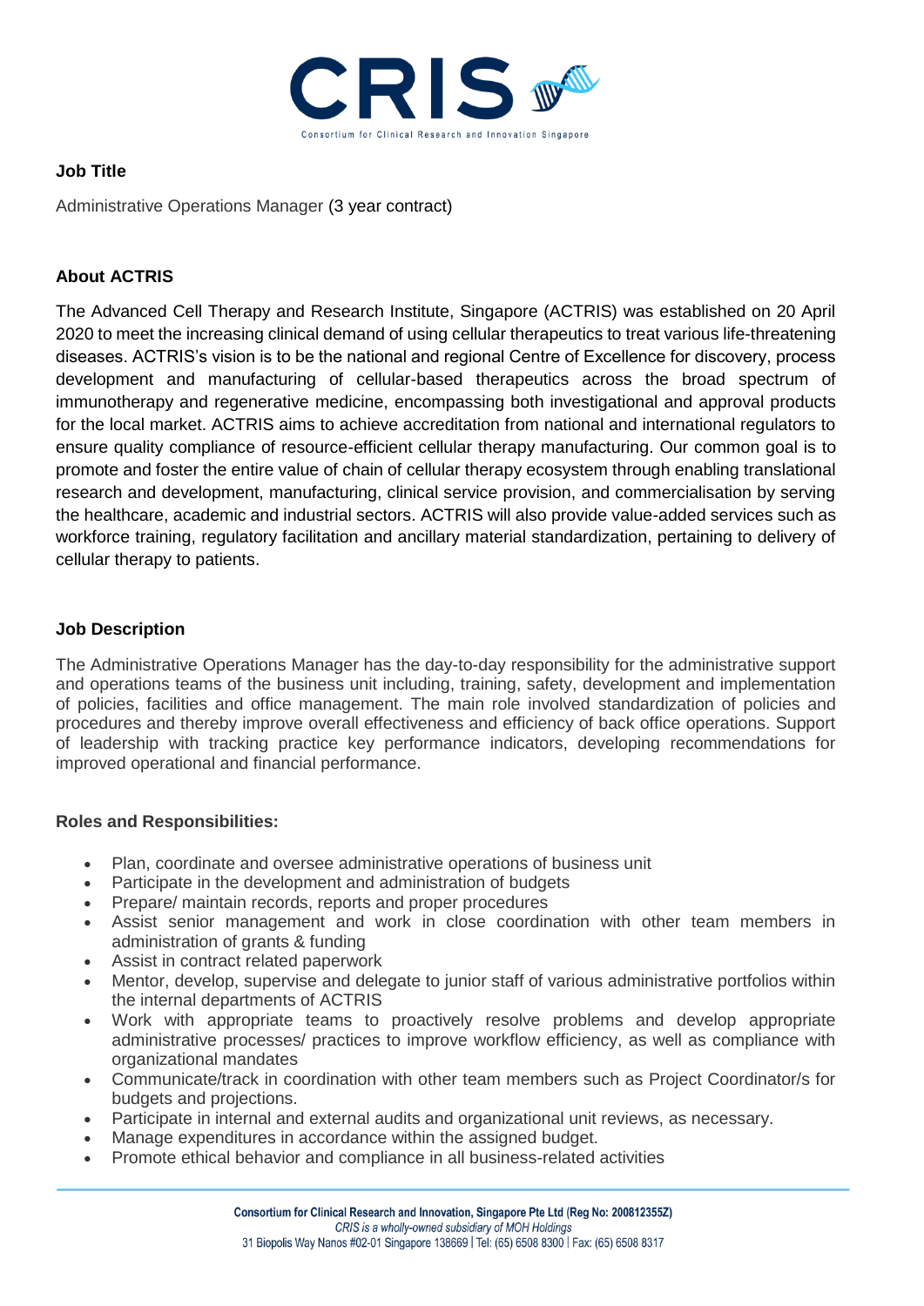CRIS

Consortium for Clinical Research and Innovation Singapore

**Job Title**

Administrative Operations Manager (3 year contract)

**About ACTRIS**

The Advanced Cell Therapy and Research Institute, Singapore (ACTRIS) was established on 20 April 2020 to meet the increasing clinical demand of using cellular therapeutics to treat various life-threatening diseases. ACTRIS's vision is to be the national and regional Centre of Excellence for discovery, process development and manufacturing of cellular-based therapeutics across the broad spectrum of immunotherapy and regenerative medicine, encompassing both investigational and approval products for the local market. ACTRIS aims to achieve accreditation from national and international regulators to ensure quality compliance of resource-efficient cellular therapy manufacturing. Our common goal is to promote and foster the entire value of chain of cellular therapy ecosystem through enabling translational research and development, manufacturing, clinical service provision, and commercialisation by serving the healthcare, academic and industrial sectors. ACTRIS will also provide value-added services such as workforce training, regulatory facilitation and ancillary material standardization, pertaining to delivery of cellular therapy to patients.

**Job Description**

The Administrative Operations Manager has the day-to-day responsibility for the administrative support and operations teams of the business unit including, training, safety, development and implementation of policies, facilities and office management. The main role involved standardization of policies and procedures and thereby improve overall effectiveness and efficiency of back office operations. Support of leadership with tracking practice key performance indicators, developing recommendations for improved operational and financial performance.

**Roles and Responsibilities:**

- Plan, coordinate and oversee administrative operations of business unit
- Participate in the development and administration of budgets
- Prepare/ maintain records, reports and proper procedures
- Assist senior management and work in close coordination with other team members in administration of grants & funding
- Assist in contract related paperwork
- Mentor, develop, supervise and delegate to junior staff of various administrative portfolios within the internal departments of ACTRIS
- Work with appropriate teams to proactively resolve problems and develop appropriate administrative processes/ practices to improve workflow efficiency, as well as compliance with organizational mandates
- Communicate/track in coordination with other team members such as Project Coordinator/s for budgets and projections.
- Participate in internal and external audits and organizational unit reviews, as necessary.
- Manage expenditures in accordance within the assigned budget.
- Promote ethical behavior and compliance in all business-related activities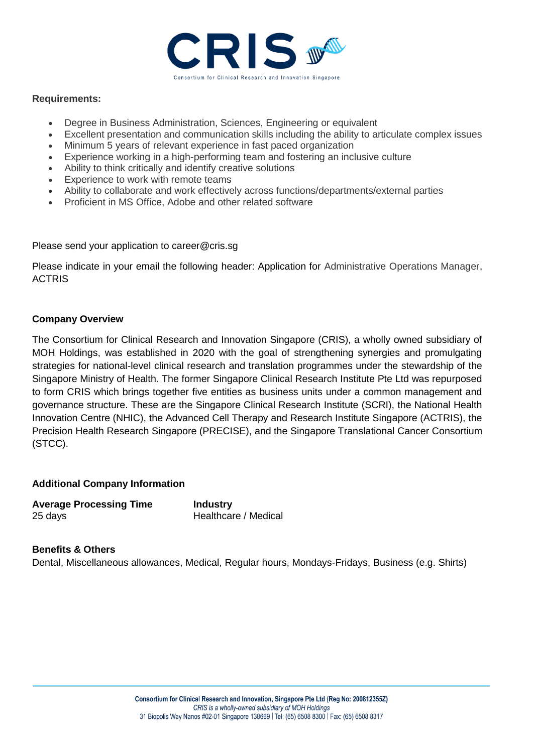**Requirements:**

- Degree in Business Administration, Sciences, Engineering or equivalent
- Excellent presentation and communication skills including the ability to articulate complex issues
- Minimum 5 years of relevant experience in fast paced organization
- Experience working in a high-performing team and fostering an inclusive culture
- Ability to think critically and identify creative solutions
- Experience to work with remote teams
- Ability to collaborate and work effectively across functions/departments/external parties
- Proficient in MS Office, Adobe and other related software

Please send your application to career@cris.sg

Please indicate in your email the following header: Application for Administrative Operations Manager, ACTRIS

**Company Overview**

The Consortium for Clinical Research and Innovation Singapore (CRIS), a wholly owned subsidiary of MOH Holdings, was established in 2020 with the goal of strengthening synergies and promulgating strategies for national-level clinical research and translation programmes under the stewardship of the Singapore Ministry of Health. The former Singapore Clinical Research Institute Pte Ltd was repurposed to form CRIS which brings together five entities as business units under a common management and governance structure. These are the Singapore Clinical Research Institute (SCRI), the National Health Innovation Centre (NHIC), the Advanced Cell Therapy and Research Institute Singapore (ACTRIS), the Precision Health Research Singapore (PRECISE), and the Singapore Translational Cancer Consortium (STCC).

**Additional Company Information**

| **Average Processing Time** | **Industry** |
| --- | --- |
| 25 days | Healthcare / Medical |

**Benefits & Others**

Dental, Miscellaneous allowances, Medical, Regular hours, Mondays-Fridays, Business (e.g. Shirts)